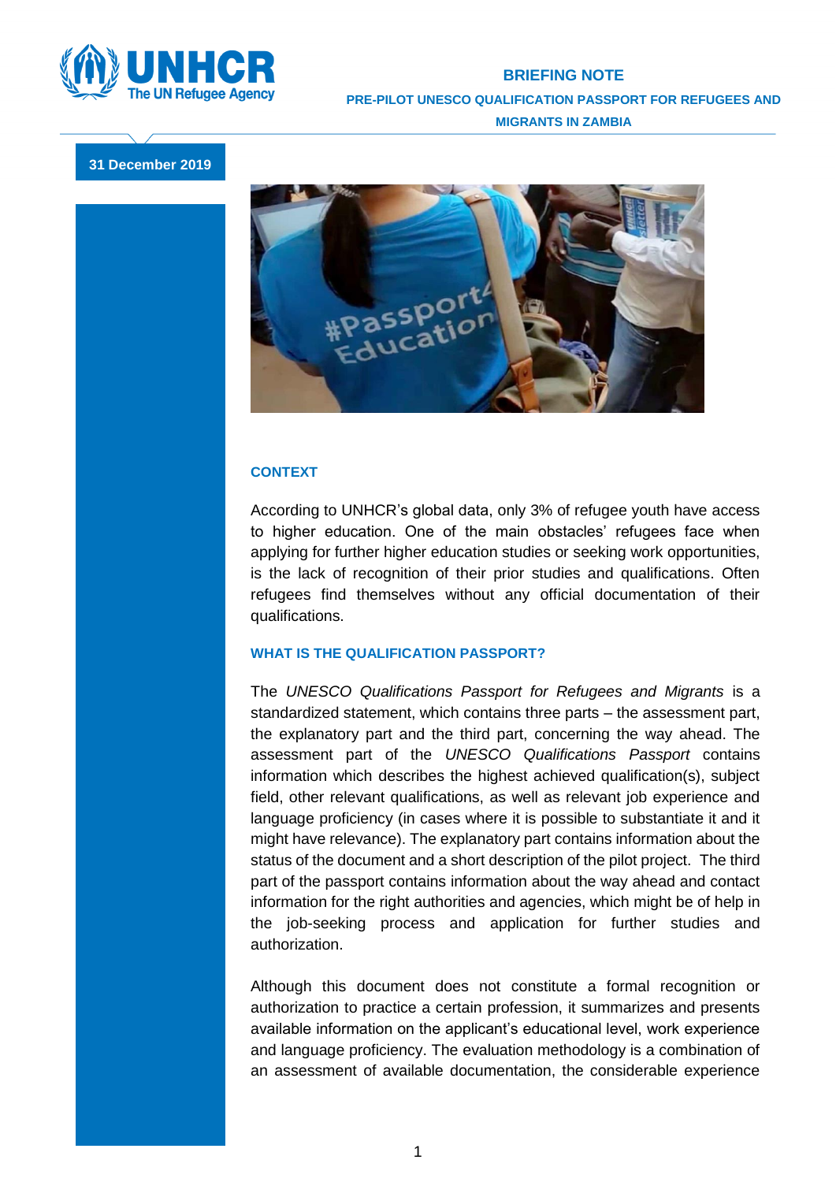# BRIEFING NOTE

## PRE-PILOT UNESCO QUALIFICATION PASSPORT FOR REFUGEES AND MIGRANTS IN ZAMBIA

**31 December 2019**

### CONTEXT

According to UNHCR's global data, only 3% of refugee youth have access to higher education. One of the main obstacles' refugees face when applying for further higher education studies or seeking work opportunities, is the lack of recognition of their prior studies and qualifications. Often refugees find themselves without any official documentation of their qualifications.

### WHAT IS THE QUALIFICATION PASSPORT?

The *UNESCO Qualifications Passport for Refugees and Migrants* is a standardized statement, which contains three parts – the assessment part, the explanatory part and the third part, concerning the way ahead. The assessment part of the *UNESCO Qualifications Passport* contains information which describes the highest achieved qualification(s), subject field, other relevant qualifications, as well as relevant job experience and language proficiency (in cases where it is possible to substantiate it and it might have relevance). The explanatory part contains information about the status of the document and a short description of the pilot project. The third part of the passport contains information about the way ahead and contact information for the right authorities and agencies, which might be of help in the job-seeking process and application for further studies and authorization.

Although this document does not constitute a formal recognition or authorization to practice a certain profession, it summarizes and presents available information on the applicant's educational level, work experience and language proficiency. The evaluation methodology is a combination of an assessment of available documentation, the considerable experience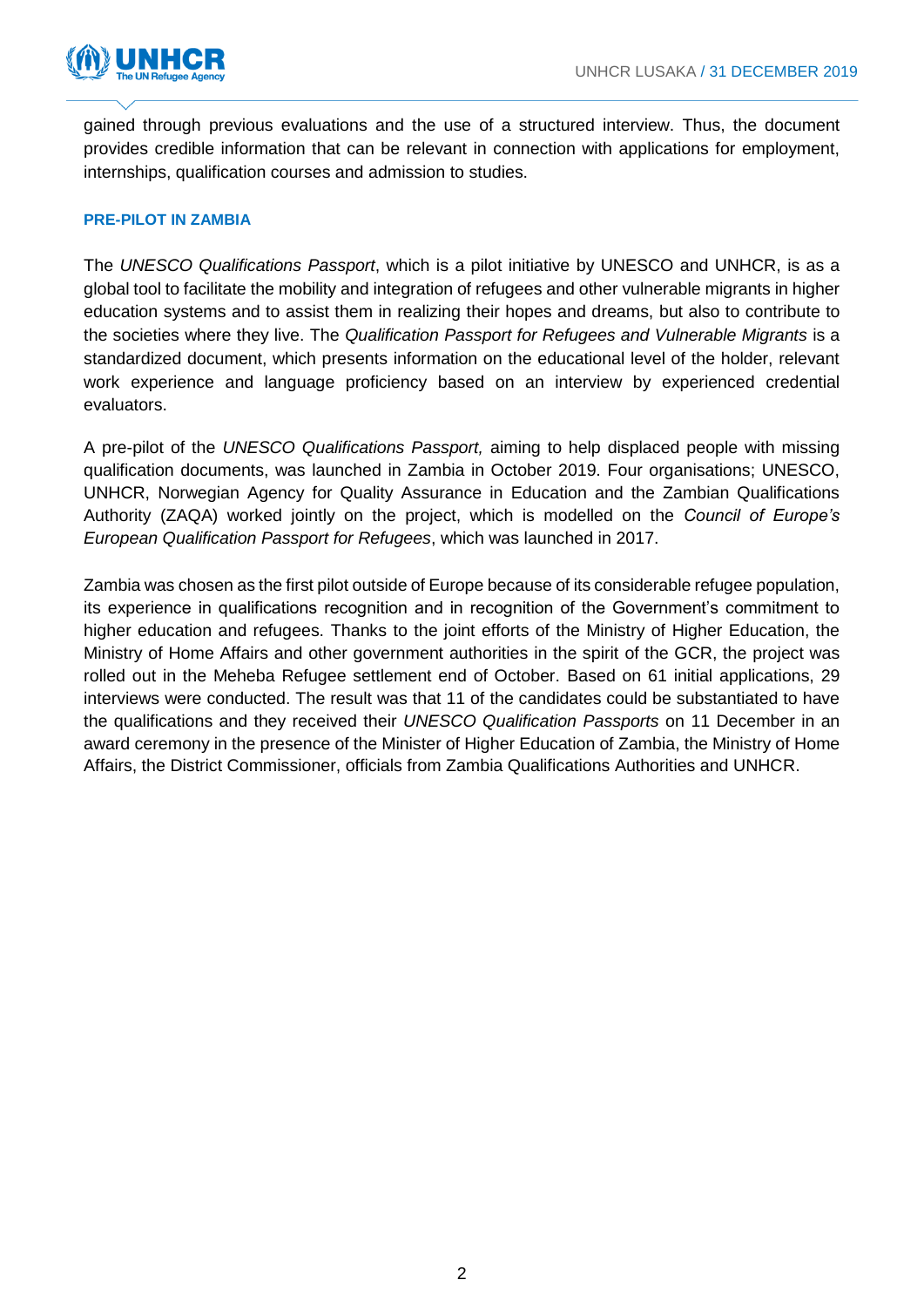gained through previous evaluations and the use of a structured interview. Thus, the document provides credible information that can be relevant in connection with applications for employment, internships, qualification courses and admission to studies.

### PRE-PILOT IN ZAMBIA

The *UNESCO Qualifications Passport*, which is a pilot initiative by UNESCO and UNHCR, is as a global tool to facilitate the mobility and integration of refugees and other vulnerable migrants in higher education systems and to assist them in realizing their hopes and dreams, but also to contribute to the societies where they live. The *Qualification Passport for Refugees and Vulnerable Migrants* is a standardized document, which presents information on the educational level of the holder, relevant work experience and language proficiency based on an interview by experienced credential evaluators.

A pre-pilot of the *UNESCO Qualifications Passport,* aiming to help displaced people with missing qualification documents, was launched in Zambia in October 2019. Four organisations; UNESCO, UNHCR, Norwegian Agency for Quality Assurance in Education and the Zambian Qualifications Authority (ZAQA) worked jointly on the project, which is modelled on the *Council of Europe's European Qualification Passport for Refugees*, which was launched in 2017.

Zambia was chosen as the first pilot outside of Europe because of its considerable refugee population, its experience in qualifications recognition and in recognition of the Government's commitment to higher education and refugees. Thanks to the joint efforts of the Ministry of Higher Education, the Ministry of Home Affairs and other government authorities in the spirit of the GCR, the project was rolled out in the Meheba Refugee settlement end of October. Based on 61 initial applications, 29 interviews were conducted. The result was that 11 of the candidates could be substantiated to have the qualifications and they received their *UNESCO Qualification Passports* on 11 December in an award ceremony in the presence of the Minister of Higher Education of Zambia, the Ministry of Home Affairs, the District Commissioner, officials from Zambia Qualifications Authorities and UNHCR.